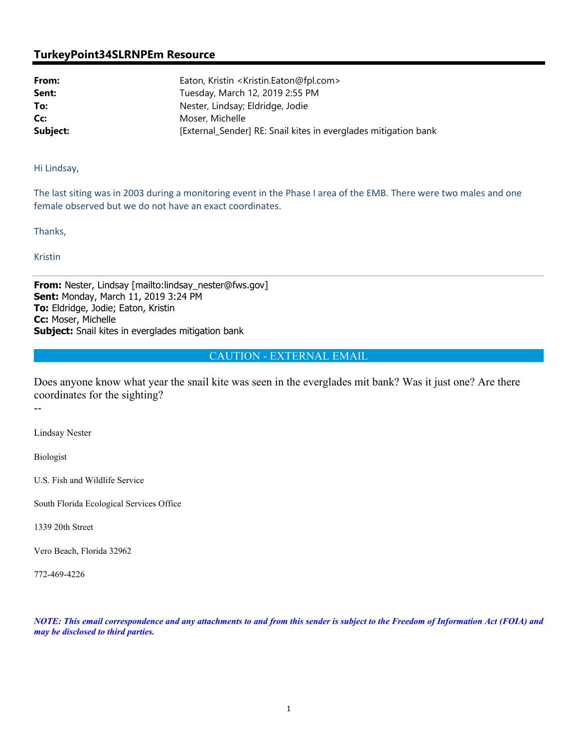# TurkeyPoint34SLRNPEm Resource

**From:** Eaton, Kristin <Kristin.Eaton@fpl.com>
**Sent:** Tuesday, March 12, 2019 2:55 PM
**To:** Nester, Lindsay; Eldridge, Jodie
**Cc:** Moser, Michelle
**Subject:** [External_Sender] RE: Snail kites in everglades mitigation bank

Hi Lindsay,

The last siting was in 2003 during a monitoring event in the Phase I area of the EMB. There were two males and one female observed but we do not have an exact coordinates.

Thanks,

Kristin

---

**From:** Nester, Lindsay [mailto:lindsay_nester@fws.gov]
**Sent:** Monday, March 11, 2019 3:24 PM
**To:** Eldridge, Jodie; Eaton, Kristin
**Cc:** Moser, Michelle
**Subject:** Snail kites in everglades mitigation bank

CAUTION - EXTERNAL EMAIL

Does anyone know what year the snail kite was seen in the everglades mit bank? Was it just one? Are there coordinates for the sighting?

--

Lindsay Nester

Biologist

U.S. Fish and Wildlife Service

South Florida Ecological Services Office

1339 20th Street

Vero Beach, Florida 32962

772-469-4226

***NOTE: This email correspondence and any attachments to and from this sender is subject to the Freedom of Information Act (FOIA) and may be disclosed to third parties.***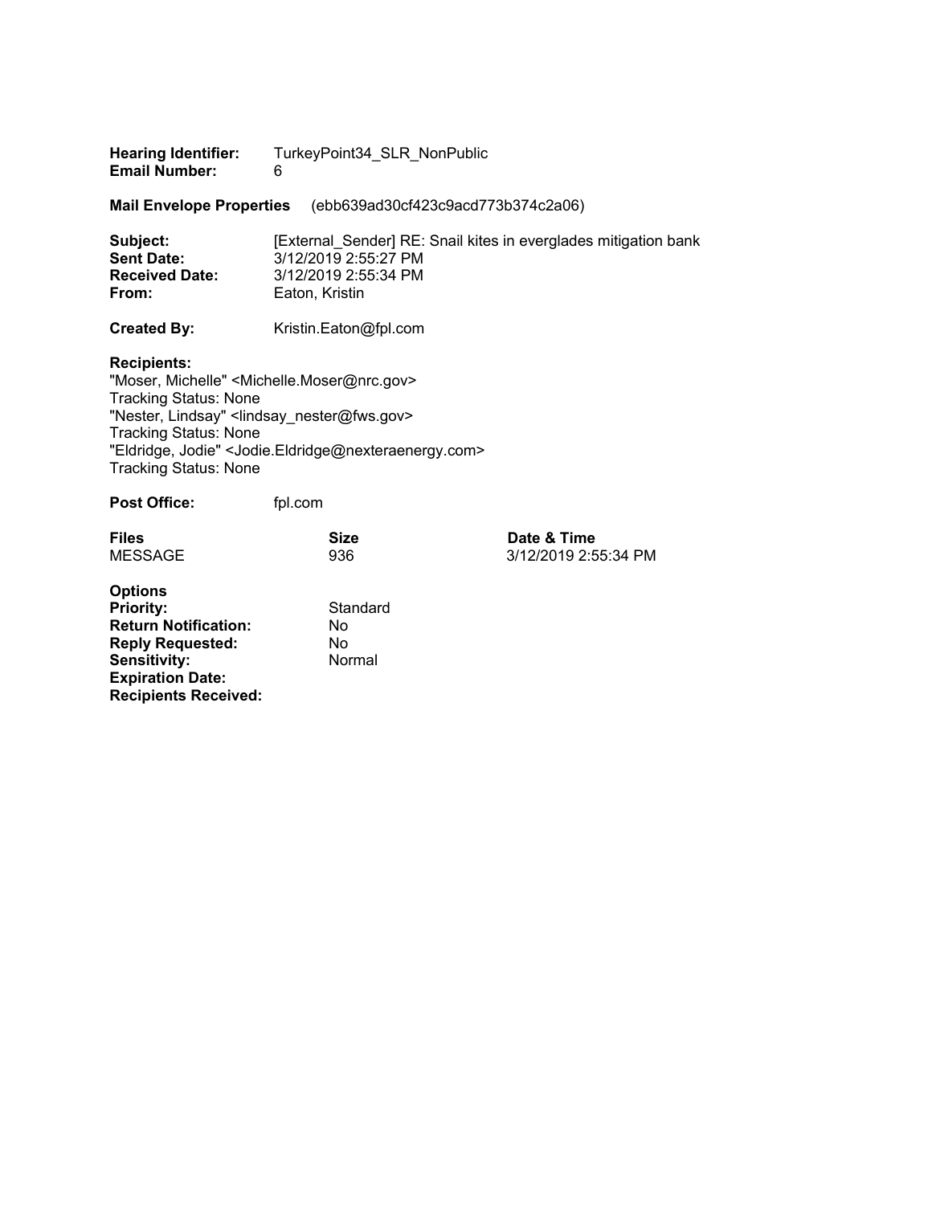**Hearing Identifier:** TurkeyPoint34_SLR_NonPublic
**Email Number:** 6

**Mail Envelope Properties** (ebb639ad30cf423c9acd773b374c2a06)

**Subject:** [External_Sender] RE: Snail kites in everglades mitigation bank
**Sent Date:** 3/12/2019 2:55:27 PM
**Received Date:** 3/12/2019 2:55:34 PM
**From:** Eaton, Kristin

**Created By:** Kristin.Eaton@fpl.com

**Recipients:**
"Moser, Michelle" <Michelle.Moser@nrc.gov>
Tracking Status: None
"Nester, Lindsay" <lindsay_nester@fws.gov>
Tracking Status: None
"Eldridge, Jodie" <Jodie.Eldridge@nexteraenergy.com>
Tracking Status: None

**Post Office:** fpl.com

| Files | Size | Date & Time |
| --- | --- | --- |
| MESSAGE | 936 | 3/12/2019 2:55:34 PM |

**Options**
**Priority:** Standard
**Return Notification:** No
**Reply Requested:** No
**Sensitivity:** Normal
**Expiration Date:**
**Recipients Received:**